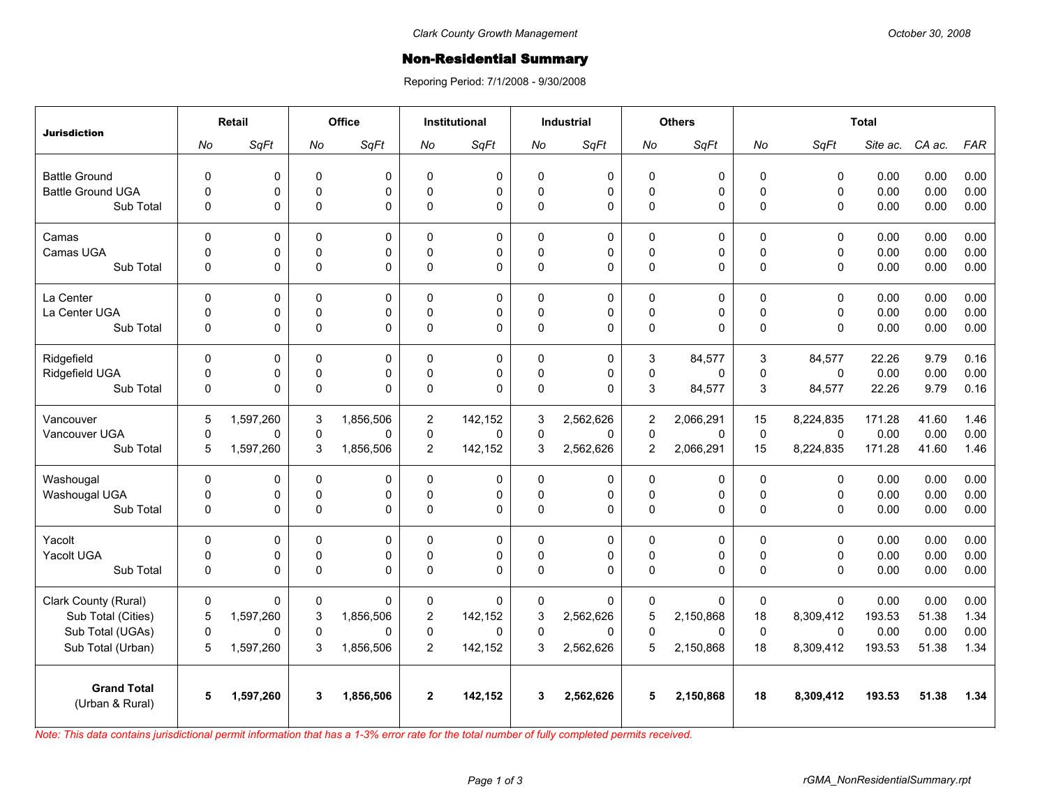Clark County Growth Management

October 30, 2008

# Non-Residential Summary

Reporing Period: 7/1/2008 - 9/30/2008

| Jurisdiction | Retail | | Office | | Institutional | | Industrial | | Others | | Total | | | | |
|---|---|---|---|---|---|---|---|---|---|---|---|---|---|---|---|
| | *No* | *SqFt* | *No* | *SqFt* | *No* | *SqFt* | *No* | *SqFt* | *No* | *SqFt* | *No* | *SqFt* | *Site ac.* | *CA ac.* | *FAR* |
| Battle Ground | 0 | 0 | 0 | 0 | 0 | 0 | 0 | 0 | 0 | 0 | 0 | 0 | 0.00 | 0.00 | 0.00 |
| Battle Ground UGA | 0 | 0 | 0 | 0 | 0 | 0 | 0 | 0 | 0 | 0 | 0 | 0 | 0.00 | 0.00 | 0.00 |
| Sub Total | 0 | 0 | 0 | 0 | 0 | 0 | 0 | 0 | 0 | 0 | 0 | 0 | 0.00 | 0.00 | 0.00 |
| Camas | 0 | 0 | 0 | 0 | 0 | 0 | 0 | 0 | 0 | 0 | 0 | 0 | 0.00 | 0.00 | 0.00 |
| Camas UGA | 0 | 0 | 0 | 0 | 0 | 0 | 0 | 0 | 0 | 0 | 0 | 0 | 0.00 | 0.00 | 0.00 |
| Sub Total | 0 | 0 | 0 | 0 | 0 | 0 | 0 | 0 | 0 | 0 | 0 | 0 | 0.00 | 0.00 | 0.00 |
| La Center | 0 | 0 | 0 | 0 | 0 | 0 | 0 | 0 | 0 | 0 | 0 | 0 | 0.00 | 0.00 | 0.00 |
| La Center UGA | 0 | 0 | 0 | 0 | 0 | 0 | 0 | 0 | 0 | 0 | 0 | 0 | 0.00 | 0.00 | 0.00 |
| Sub Total | 0 | 0 | 0 | 0 | 0 | 0 | 0 | 0 | 0 | 0 | 0 | 0 | 0.00 | 0.00 | 0.00 |
| Ridgefield | 0 | 0 | 0 | 0 | 0 | 0 | 0 | 0 | 3 | 84,577 | 3 | 84,577 | 22.26 | 9.79 | 0.16 |
| Ridgefield UGA | 0 | 0 | 0 | 0 | 0 | 0 | 0 | 0 | 0 | 0 | 0 | 0 | 0.00 | 0.00 | 0.00 |
| Sub Total | 0 | 0 | 0 | 0 | 0 | 0 | 0 | 0 | 3 | 84,577 | 3 | 84,577 | 22.26 | 9.79 | 0.16 |
| Vancouver | 5 | 1,597,260 | 3 | 1,856,506 | 2 | 142,152 | 3 | 2,562,626 | 2 | 2,066,291 | 15 | 8,224,835 | 171.28 | 41.60 | 1.46 |
| Vancouver UGA | 0 | 0 | 0 | 0 | 0 | 0 | 0 | 0 | 0 | 0 | 0 | 0 | 0.00 | 0.00 | 0.00 |
| Sub Total | 5 | 1,597,260 | 3 | 1,856,506 | 2 | 142,152 | 3 | 2,562,626 | 2 | 2,066,291 | 15 | 8,224,835 | 171.28 | 41.60 | 1.46 |
| Washougal | 0 | 0 | 0 | 0 | 0 | 0 | 0 | 0 | 0 | 0 | 0 | 0 | 0.00 | 0.00 | 0.00 |
| Washougal UGA | 0 | 0 | 0 | 0 | 0 | 0 | 0 | 0 | 0 | 0 | 0 | 0 | 0.00 | 0.00 | 0.00 |
| Sub Total | 0 | 0 | 0 | 0 | 0 | 0 | 0 | 0 | 0 | 0 | 0 | 0 | 0.00 | 0.00 | 0.00 |
| Yacolt | 0 | 0 | 0 | 0 | 0 | 0 | 0 | 0 | 0 | 0 | 0 | 0 | 0.00 | 0.00 | 0.00 |
| Yacolt UGA | 0 | 0 | 0 | 0 | 0 | 0 | 0 | 0 | 0 | 0 | 0 | 0 | 0.00 | 0.00 | 0.00 |
| Sub Total | 0 | 0 | 0 | 0 | 0 | 0 | 0 | 0 | 0 | 0 | 0 | 0 | 0.00 | 0.00 | 0.00 |
| Clark County (Rural) | 0 | 0 | 0 | 0 | 0 | 0 | 0 | 0 | 0 | 0 | 0 | 0 | 0.00 | 0.00 | 0.00 |
| Sub Total (Cities) | 5 | 1,597,260 | 3 | 1,856,506 | 2 | 142,152 | 3 | 2,562,626 | 5 | 2,150,868 | 18 | 8,309,412 | 193.53 | 51.38 | 1.34 |
| Sub Total (UGAs) | 0 | 0 | 0 | 0 | 0 | 0 | 0 | 0 | 0 | 0 | 0 | 0 | 0.00 | 0.00 | 0.00 |
| Sub Total (Urban) | 5 | 1,597,260 | 3 | 1,856,506 | 2 | 142,152 | 3 | 2,562,626 | 5 | 2,150,868 | 18 | 8,309,412 | 193.53 | 51.38 | 1.34 |
| **Grand Total** (Urban & Rural) | **5** | **1,597,260** | **3** | **1,856,506** | **2** | **142,152** | **3** | **2,562,626** | **5** | **2,150,868** | **18** | **8,309,412** | **193.53** | **51.38** | **1.34** |

*Note: This data contains jurisdictional permit information that has a 1-3% error rate for the total number of fully completed permits received.*

rGMA_NonResidentialSummary.rpt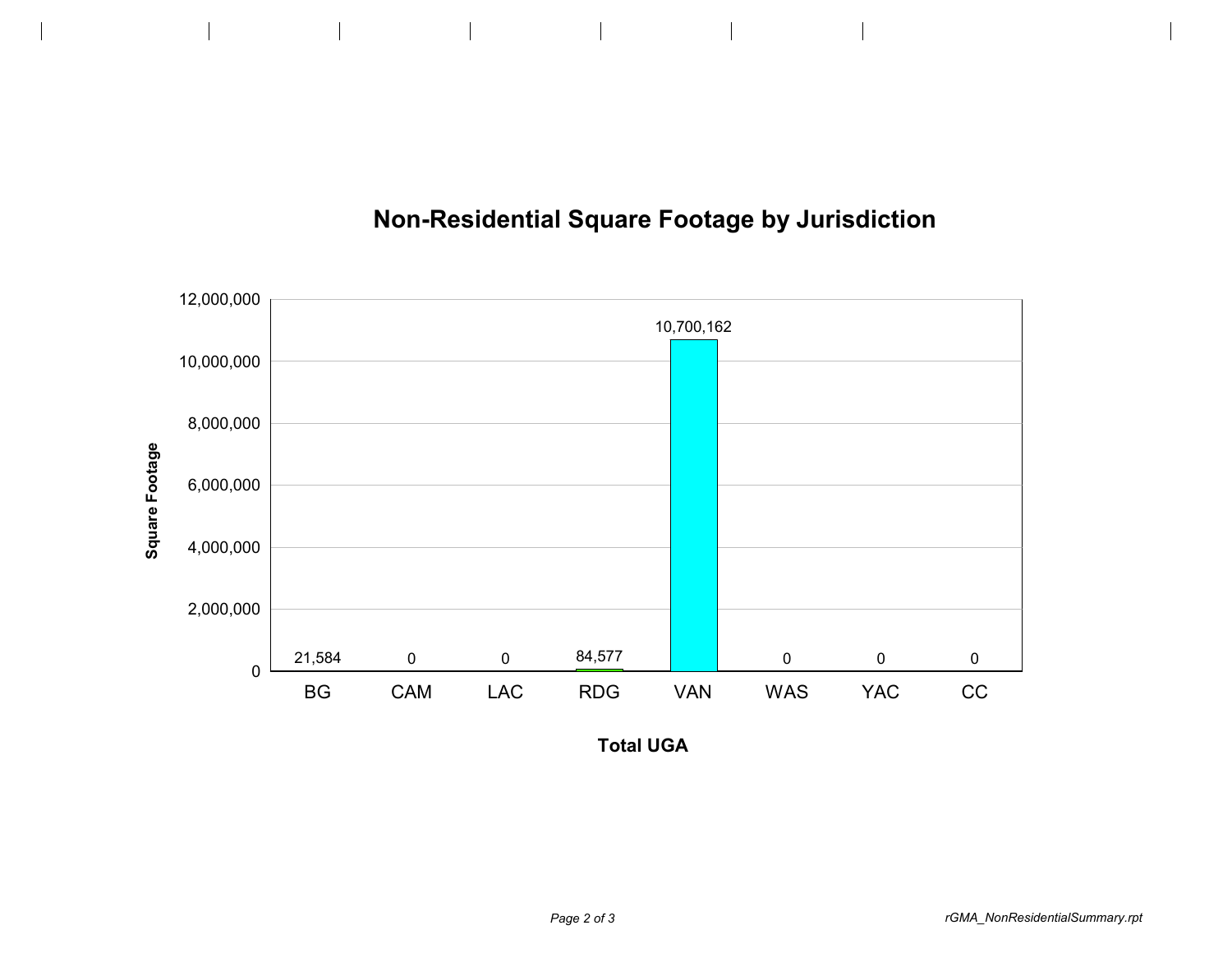## Non-Residential Square Footage by Jurisdiction

| Total UGA | Square Footage |
|---|---|
| BG | 21,584 |
| CAM | 0 |
| LAC | 0 |
| RDG | 84,577 |
| VAN | 10,700,162 |
| WAS | 0 |
| YAC | 0 |
| CC | 0 |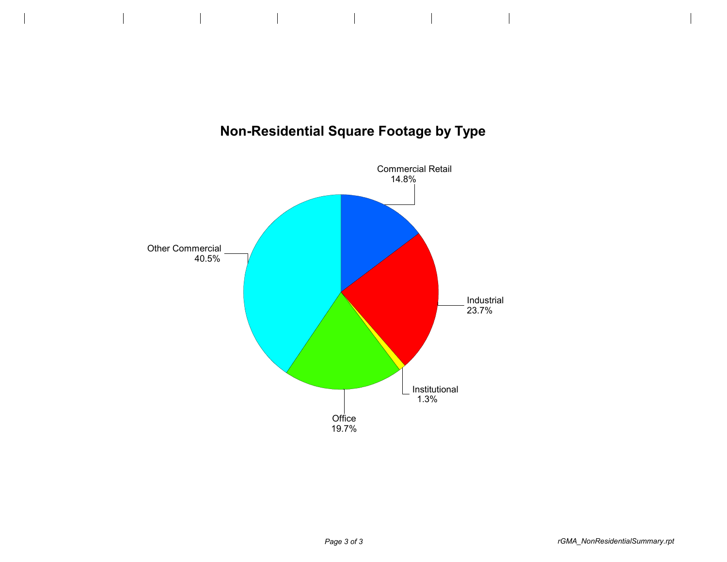## Non-Residential Square Footage by Type

Commercial Retail
14.8%

Industrial
23.7%

Institutional
1.3%

Office
19.7%

Other Commercial
40.5%

rGMA_NonResidentialSummary.rpt